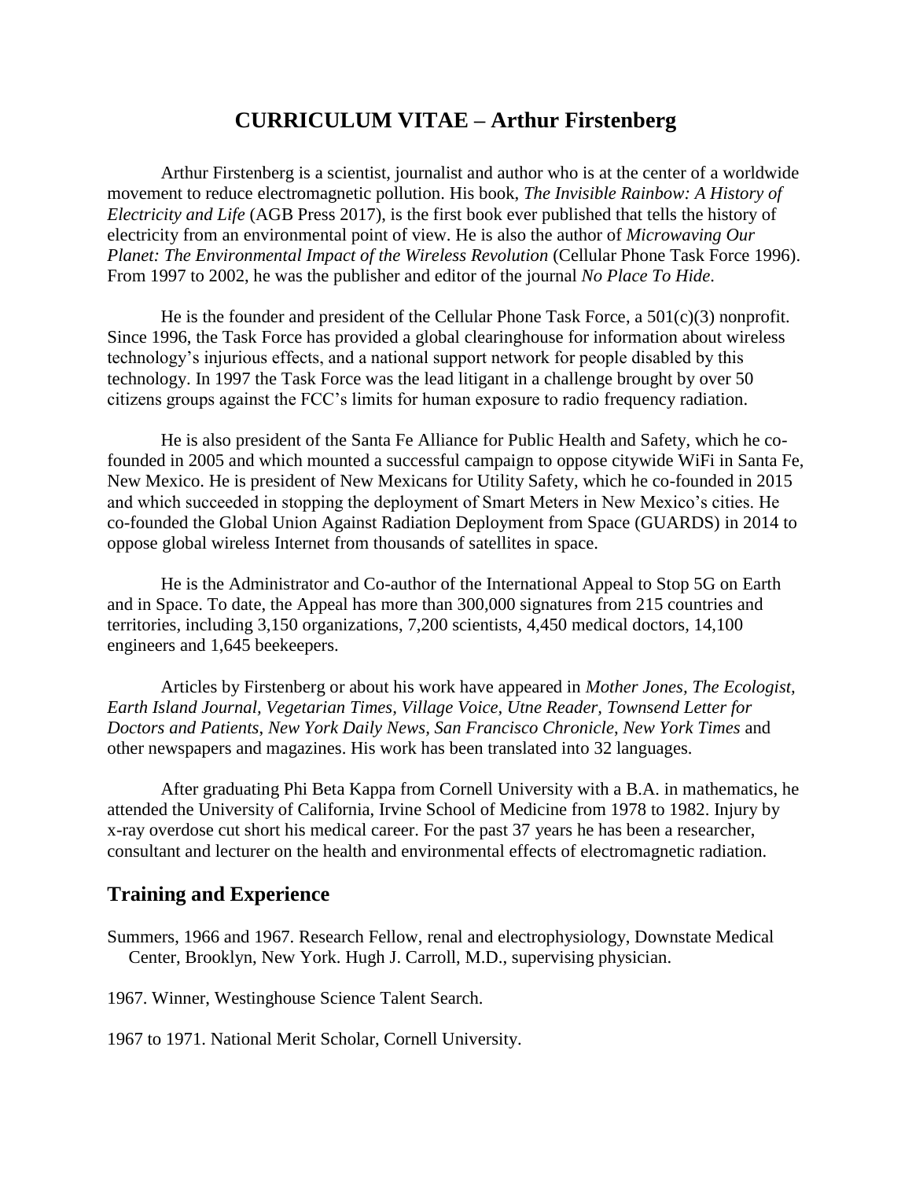# CURRICULUM VITAE – Arthur Firstenberg

Arthur Firstenberg is a scientist, journalist and author who is at the center of a worldwide movement to reduce electromagnetic pollution. His book, *The Invisible Rainbow: A History of Electricity and Life* (AGB Press 2017), is the first book ever published that tells the history of electricity from an environmental point of view. He is also the author of *Microwaving Our Planet: The Environmental Impact of the Wireless Revolution* (Cellular Phone Task Force 1996). From 1997 to 2002, he was the publisher and editor of the journal *No Place To Hide*.

He is the founder and president of the Cellular Phone Task Force, a 501(c)(3) nonprofit. Since 1996, the Task Force has provided a global clearinghouse for information about wireless technology's injurious effects, and a national support network for people disabled by this technology. In 1997 the Task Force was the lead litigant in a challenge brought by over 50 citizens groups against the FCC's limits for human exposure to radio frequency radiation.

He is also president of the Santa Fe Alliance for Public Health and Safety, which he co-founded in 2005 and which mounted a successful campaign to oppose citywide WiFi in Santa Fe, New Mexico. He is president of New Mexicans for Utility Safety, which he co-founded in 2015 and which succeeded in stopping the deployment of Smart Meters in New Mexico's cities. He co-founded the Global Union Against Radiation Deployment from Space (GUARDS) in 2014 to oppose global wireless Internet from thousands of satellites in space.

He is the Administrator and Co-author of the International Appeal to Stop 5G on Earth and in Space. To date, the Appeal has more than 300,000 signatures from 215 countries and territories, including 3,150 organizations, 7,200 scientists, 4,450 medical doctors, 14,100 engineers and 1,645 beekeepers.

Articles by Firstenberg or about his work have appeared in *Mother Jones*, *The Ecologist*, *Earth Island Journal, Vegetarian Times*, *Village Voice*, *Utne Reader*, *Townsend Letter for Doctors and Patients*, *New York Daily News, San Francisco Chronicle*, *New York Times* and other newspapers and magazines. His work has been translated into 32 languages.

After graduating Phi Beta Kappa from Cornell University with a B.A. in mathematics, he attended the University of California, Irvine School of Medicine from 1978 to 1982. Injury by x-ray overdose cut short his medical career. For the past 37 years he has been a researcher, consultant and lecturer on the health and environmental effects of electromagnetic radiation.

## Training and Experience

Summers, 1966 and 1967. Research Fellow, renal and electrophysiology, Downstate Medical Center, Brooklyn, New York. Hugh J. Carroll, M.D., supervising physician.

1967. Winner, Westinghouse Science Talent Search.

1967 to 1971. National Merit Scholar, Cornell University.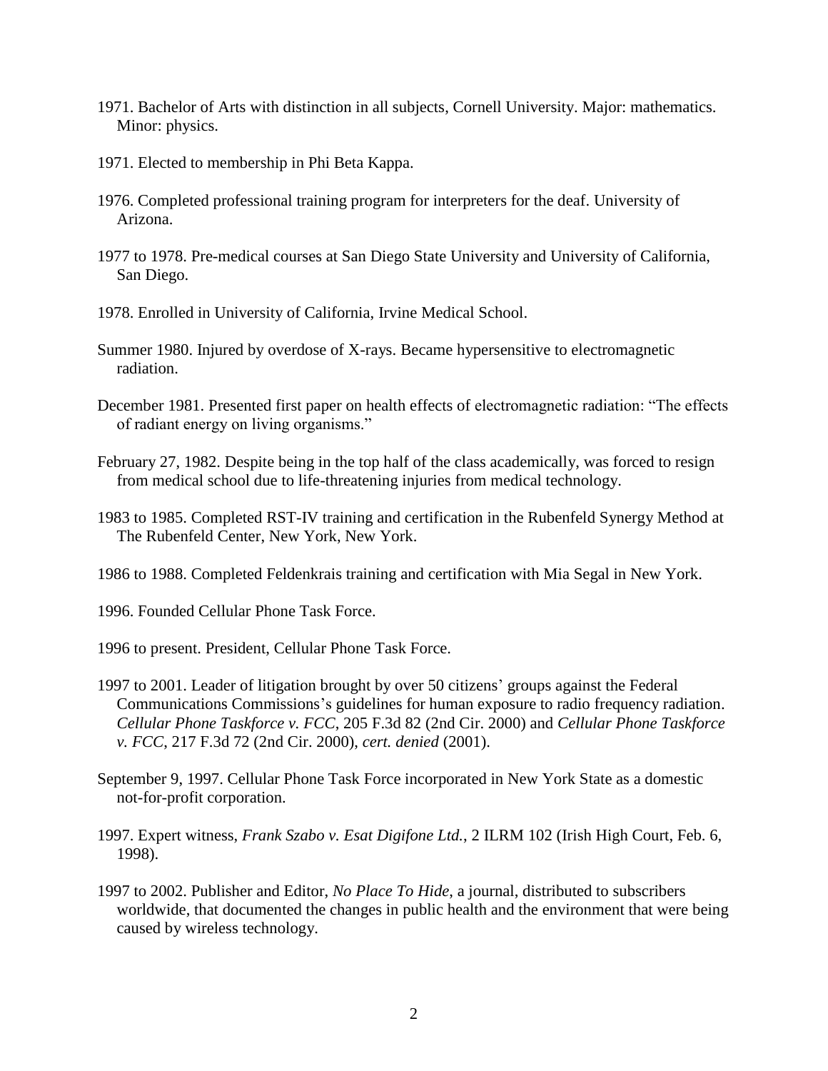1971. Bachelor of Arts with distinction in all subjects, Cornell University. Major: mathematics. Minor: physics.

1971. Elected to membership in Phi Beta Kappa.

1976. Completed professional training program for interpreters for the deaf. University of Arizona.

1977 to 1978. Pre-medical courses at San Diego State University and University of California, San Diego.

1978. Enrolled in University of California, Irvine Medical School.

Summer 1980. Injured by overdose of X-rays. Became hypersensitive to electromagnetic radiation.

December 1981. Presented first paper on health effects of electromagnetic radiation: "The effects of radiant energy on living organisms."

February 27, 1982. Despite being in the top half of the class academically, was forced to resign from medical school due to life-threatening injuries from medical technology.

1983 to 1985. Completed RST-IV training and certification in the Rubenfeld Synergy Method at The Rubenfeld Center, New York, New York.

1986 to 1988. Completed Feldenkrais training and certification with Mia Segal in New York.

1996. Founded Cellular Phone Task Force.

1996 to present. President, Cellular Phone Task Force.

1997 to 2001. Leader of litigation brought by over 50 citizens' groups against the Federal Communications Commissions's guidelines for human exposure to radio frequency radiation. *Cellular Phone Taskforce v. FCC*, 205 F.3d 82 (2nd Cir. 2000) and *Cellular Phone Taskforce v. FCC*, 217 F.3d 72 (2nd Cir. 2000), *cert. denied* (2001).

September 9, 1997. Cellular Phone Task Force incorporated in New York State as a domestic not-for-profit corporation.

1997. Expert witness, *Frank Szabo v. Esat Digifone Ltd.*, 2 ILRM 102 (Irish High Court, Feb. 6, 1998).

1997 to 2002. Publisher and Editor, *No Place To Hide*, a journal, distributed to subscribers worldwide, that documented the changes in public health and the environment that were being caused by wireless technology.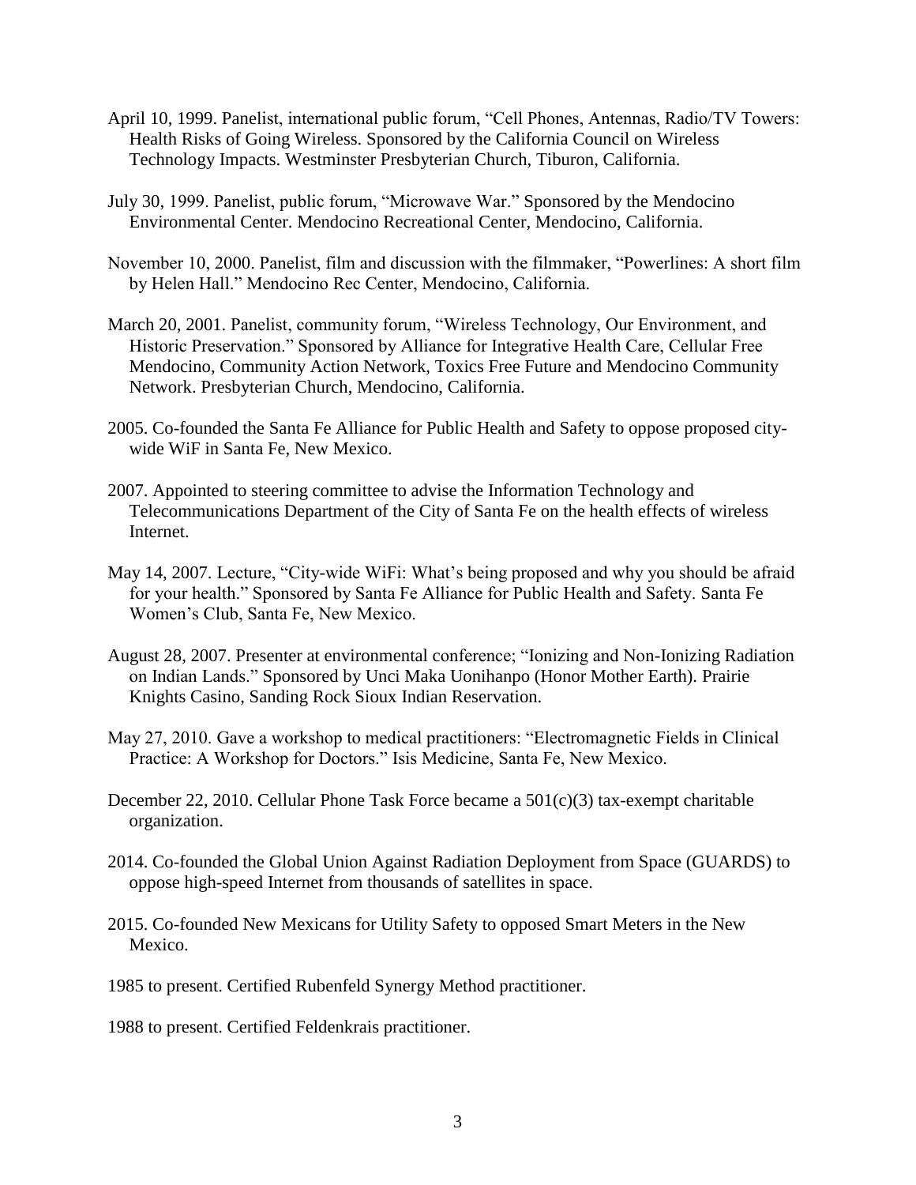April 10, 1999. Panelist, international public forum, "Cell Phones, Antennas, Radio/TV Towers: Health Risks of Going Wireless. Sponsored by the California Council on Wireless Technology Impacts. Westminster Presbyterian Church, Tiburon, California.

July 30, 1999. Panelist, public forum, "Microwave War." Sponsored by the Mendocino Environmental Center. Mendocino Recreational Center, Mendocino, California.

November 10, 2000. Panelist, film and discussion with the filmmaker, "Powerlines: A short film by Helen Hall." Mendocino Rec Center, Mendocino, California.

March 20, 2001. Panelist, community forum, "Wireless Technology, Our Environment, and Historic Preservation." Sponsored by Alliance for Integrative Health Care, Cellular Free Mendocino, Community Action Network, Toxics Free Future and Mendocino Community Network. Presbyterian Church, Mendocino, California.

2005. Co-founded the Santa Fe Alliance for Public Health and Safety to oppose proposed city-wide WiF in Santa Fe, New Mexico.

2007. Appointed to steering committee to advise the Information Technology and Telecommunications Department of the City of Santa Fe on the health effects of wireless Internet.

May 14, 2007. Lecture, "City-wide WiFi: What's being proposed and why you should be afraid for your health." Sponsored by Santa Fe Alliance for Public Health and Safety. Santa Fe Women's Club, Santa Fe, New Mexico.

August 28, 2007. Presenter at environmental conference; "Ionizing and Non-Ionizing Radiation on Indian Lands." Sponsored by Unci Maka Uonihanpo (Honor Mother Earth). Prairie Knights Casino, Sanding Rock Sioux Indian Reservation.

May 27, 2010. Gave a workshop to medical practitioners: "Electromagnetic Fields in Clinical Practice: A Workshop for Doctors." Isis Medicine, Santa Fe, New Mexico.

December 22, 2010. Cellular Phone Task Force became a 501(c)(3) tax-exempt charitable organization.

2014. Co-founded the Global Union Against Radiation Deployment from Space (GUARDS) to oppose high-speed Internet from thousands of satellites in space.

2015. Co-founded New Mexicans for Utility Safety to opposed Smart Meters in the New Mexico.

1985 to present. Certified Rubenfeld Synergy Method practitioner.

1988 to present. Certified Feldenkrais practitioner.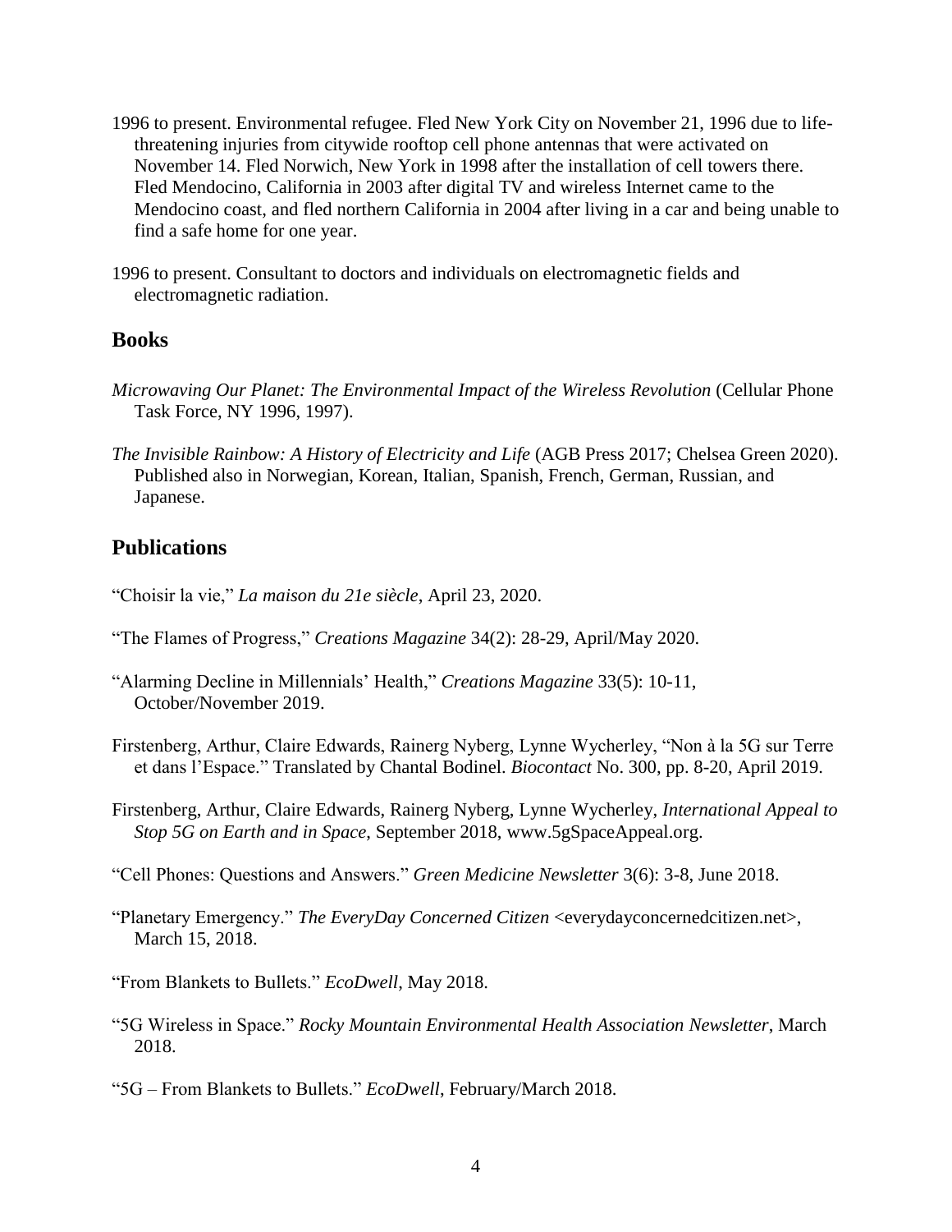1996 to present. Environmental refugee. Fled New York City on November 21, 1996 due to life-threatening injuries from citywide rooftop cell phone antennas that were activated on November 14. Fled Norwich, New York in 1998 after the installation of cell towers there. Fled Mendocino, California in 2003 after digital TV and wireless Internet came to the Mendocino coast, and fled northern California in 2004 after living in a car and being unable to find a safe home for one year.

1996 to present. Consultant to doctors and individuals on electromagnetic fields and electromagnetic radiation.

## Books

*Microwaving Our Planet: The Environmental Impact of the Wireless Revolution* (Cellular Phone Task Force, NY 1996, 1997).

*The Invisible Rainbow: A History of Electricity and Life* (AGB Press 2017; Chelsea Green 2020). Published also in Norwegian, Korean, Italian, Spanish, French, German, Russian, and Japanese.

## Publications

"Choisir la vie," *La maison du 21e siècle*, April 23, 2020.

"The Flames of Progress," *Creations Magazine* 34(2): 28-29, April/May 2020.

"Alarming Decline in Millennials' Health," *Creations Magazine* 33(5): 10-11, October/November 2019.

Firstenberg, Arthur, Claire Edwards, Rainerg Nyberg, Lynne Wycherley, "Non à la 5G sur Terre et dans l'Espace." Translated by Chantal Bodinel. *Biocontact* No. 300, pp. 8-20, April 2019.

Firstenberg, Arthur, Claire Edwards, Rainerg Nyberg, Lynne Wycherley, *International Appeal to Stop 5G on Earth and in Space*, September 2018, www.5gSpaceAppeal.org.

"Cell Phones: Questions and Answers." *Green Medicine Newsletter* 3(6): 3-8, June 2018.

"Planetary Emergency." *The EveryDay Concerned Citizen* <everydayconcernedcitizen.net>, March 15, 2018.

"From Blankets to Bullets." *EcoDwell*, May 2018.

"5G Wireless in Space." *Rocky Mountain Environmental Health Association Newsletter*, March 2018.

"5G – From Blankets to Bullets." *EcoDwell*, February/March 2018.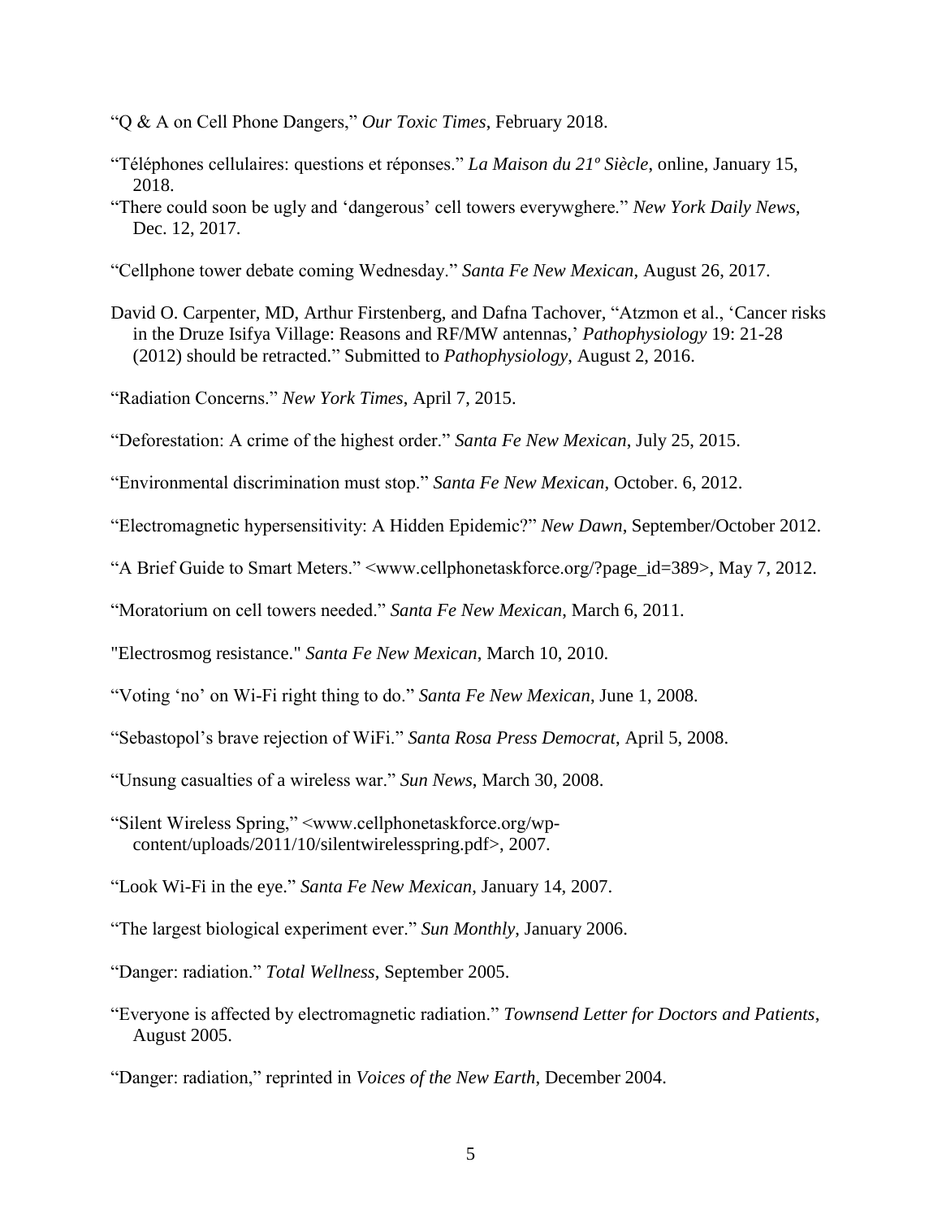"Q & A on Cell Phone Dangers," *Our Toxic Times*, February 2018.

"Téléphones cellulaires: questions et réponses." *La Maison du 21º Siècle*, online, January 15, 2018.

"There could soon be ugly and 'dangerous' cell towers everywghere." *New York Daily News*, Dec. 12, 2017.

"Cellphone tower debate coming Wednesday." *Santa Fe New Mexican*, August 26, 2017.

David O. Carpenter, MD, Arthur Firstenberg, and Dafna Tachover, "Atzmon et al., 'Cancer risks in the Druze Isifya Village: Reasons and RF/MW antennas,' *Pathophysiology* 19: 21-28 (2012) should be retracted." Submitted to *Pathophysiology*, August 2, 2016.

"Radiation Concerns." *New York Times*, April 7, 2015.

"Deforestation: A crime of the highest order." *Santa Fe New Mexican*, July 25, 2015.

"Environmental discrimination must stop." *Santa Fe New Mexican*, October. 6, 2012.

"Electromagnetic hypersensitivity: A Hidden Epidemic?" *New Dawn*, September/October 2012.

"A Brief Guide to Smart Meters." <www.cellphonetaskforce.org/?page_id=389>, May 7, 2012.

"Moratorium on cell towers needed." *Santa Fe New Mexican*, March 6, 2011.

"Electrosmog resistance." *Santa Fe New Mexican*, March 10, 2010.

"Voting 'no' on Wi-Fi right thing to do." *Santa Fe New Mexican*, June 1, 2008.

"Sebastopol's brave rejection of WiFi." *Santa Rosa Press Democrat*, April 5, 2008.

"Unsung casualties of a wireless war." *Sun News*, March 30, 2008.

"Silent Wireless Spring," <www.cellphonetaskforce.org/wp-content/uploads/2011/10/silentwirelesspring.pdf>, 2007.

"Look Wi-Fi in the eye." *Santa Fe New Mexican*, January 14, 2007.

"The largest biological experiment ever." *Sun Monthly*, January 2006.

"Danger: radiation." *Total Wellness*, September 2005.

"Everyone is affected by electromagnetic radiation." *Townsend Letter for Doctors and Patients*, August 2005.

"Danger: radiation," reprinted in *Voices of the New Earth*, December 2004.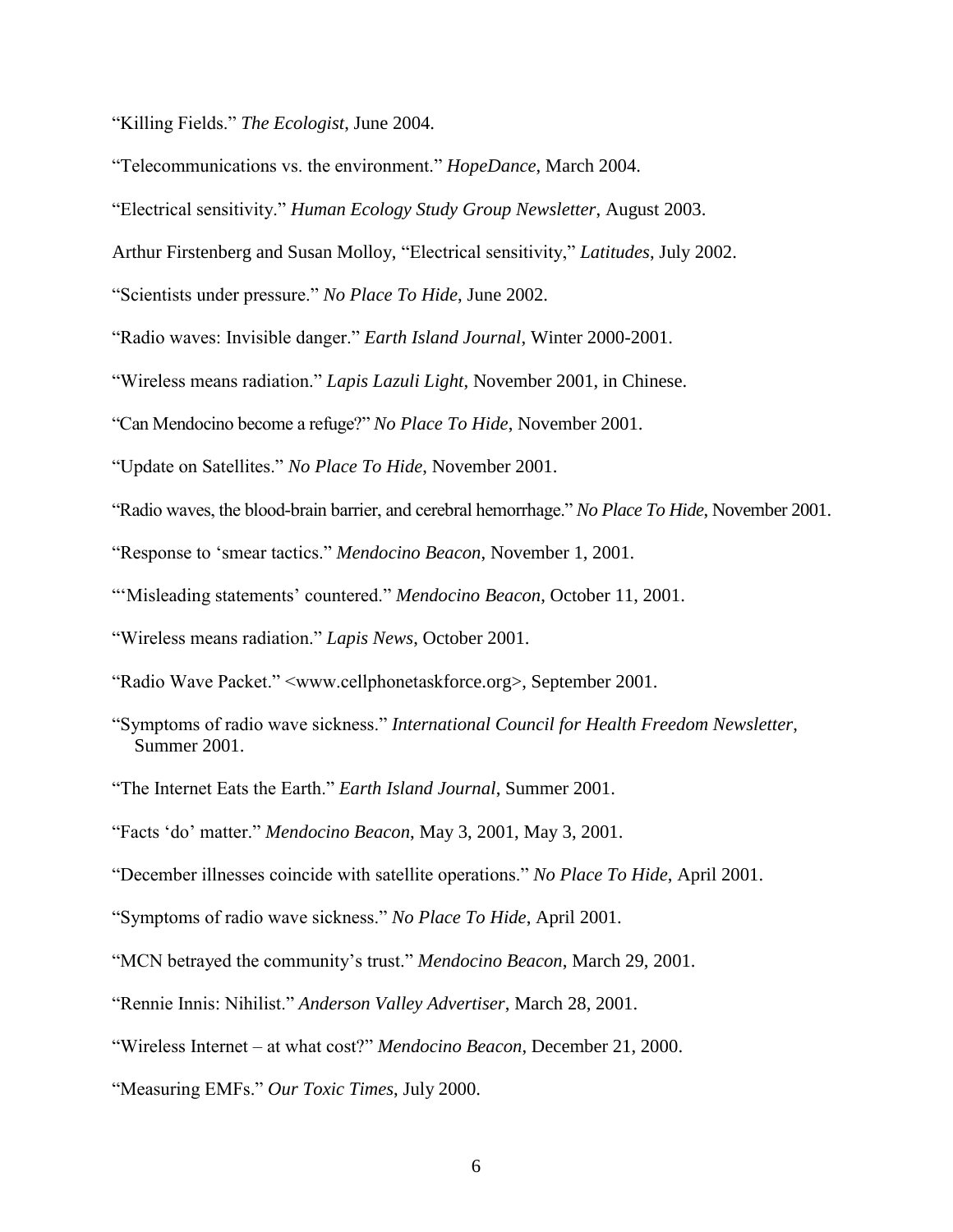"Killing Fields." *The Ecologist*, June 2004.

"Telecommunications vs. the environment." *HopeDance*, March 2004.

"Electrical sensitivity." *Human Ecology Study Group Newsletter*, August 2003.

Arthur Firstenberg and Susan Molloy, "Electrical sensitivity," *Latitudes*, July 2002.

"Scientists under pressure." *No Place To Hide*, June 2002.

"Radio waves: Invisible danger." *Earth Island Journal*, Winter 2000-2001.

"Wireless means radiation." *Lapis Lazuli Light*, November 2001, in Chinese.

"Can Mendocino become a refuge?" *No Place To Hide*, November 2001.

"Update on Satellites." *No Place To Hide*, November 2001.

"Radio waves, the blood-brain barrier, and cerebral hemorrhage." *No Place To Hide*, November 2001.

"Response to 'smear tactics." *Mendocino Beacon*, November 1, 2001.

"'Misleading statements' countered." *Mendocino Beacon*, October 11, 2001.

"Wireless means radiation." *Lapis News*, October 2001.

"Radio Wave Packet." <www.cellphonetaskforce.org>, September 2001.

"Symptoms of radio wave sickness." *International Council for Health Freedom Newsletter*, Summer 2001.

"The Internet Eats the Earth." *Earth Island Journal*, Summer 2001.

"Facts 'do' matter." *Mendocino Beacon*, May 3, 2001, May 3, 2001.

"December illnesses coincide with satellite operations." *No Place To Hide*, April 2001.

"Symptoms of radio wave sickness." *No Place To Hide*, April 2001.

"MCN betrayed the community's trust." *Mendocino Beacon*, March 29, 2001.

"Rennie Innis: Nihilist." *Anderson Valley Advertiser*, March 28, 2001.

"Wireless Internet – at what cost?" *Mendocino Beacon*, December 21, 2000.

"Measuring EMFs." *Our Toxic Times*, July 2000.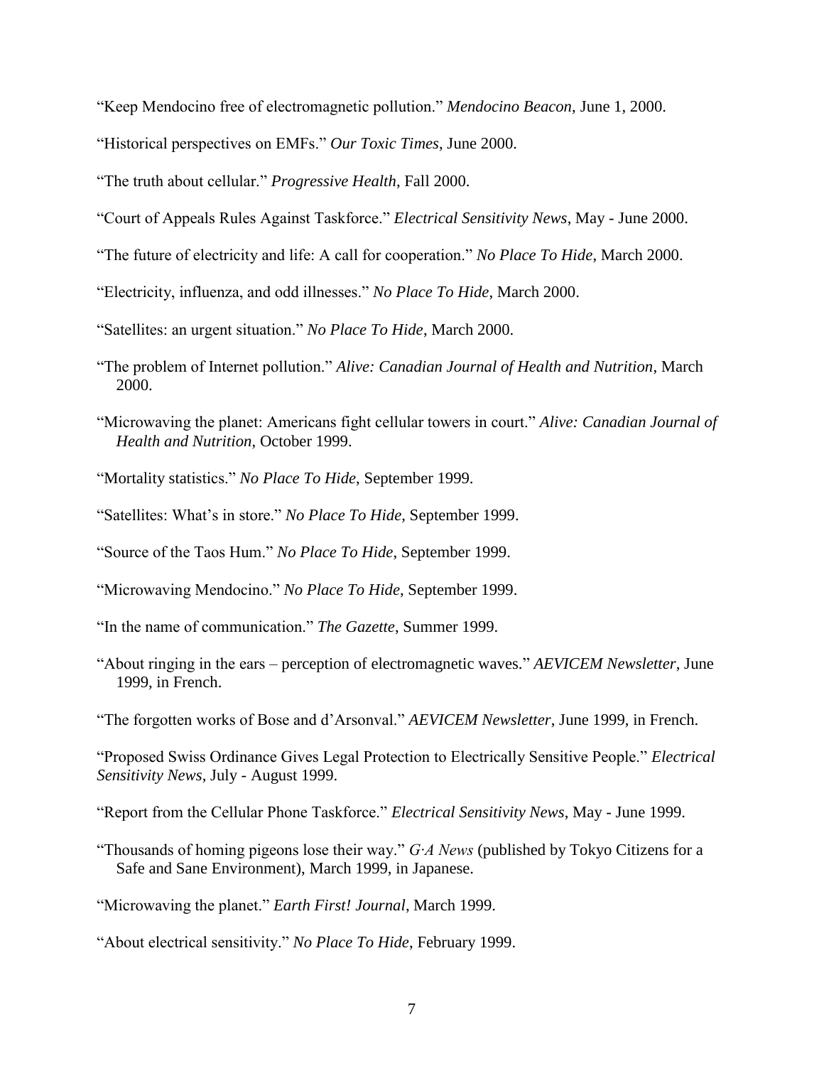"Keep Mendocino free of electromagnetic pollution." *Mendocino Beacon*, June 1, 2000.

"Historical perspectives on EMFs." *Our Toxic Times*, June 2000.

"The truth about cellular." *Progressive Health*, Fall 2000.

"Court of Appeals Rules Against Taskforce." *Electrical Sensitivity News*, May - June 2000.

"The future of electricity and life: A call for cooperation." *No Place To Hide*, March 2000.

"Electricity, influenza, and odd illnesses." *No Place To Hide*, March 2000.

"Satellites: an urgent situation." *No Place To Hide*, March 2000.

"The problem of Internet pollution." *Alive: Canadian Journal of Health and Nutrition*, March 2000.

"Microwaving the planet: Americans fight cellular towers in court." *Alive: Canadian Journal of Health and Nutrition*, October 1999.

"Mortality statistics." *No Place To Hide*, September 1999.

"Satellites: What's in store." *No Place To Hide*, September 1999.

"Source of the Taos Hum." *No Place To Hide*, September 1999.

"Microwaving Mendocino." *No Place To Hide*, September 1999.

"In the name of communication." *The Gazette*, Summer 1999.

"About ringing in the ears – perception of electromagnetic waves." *AEVICEM Newsletter*, June 1999, in French.

"The forgotten works of Bose and d'Arsonval." *AEVICEM Newsletter*, June 1999, in French.

"Proposed Swiss Ordinance Gives Legal Protection to Electrically Sensitive People." *Electrical Sensitivity News*, July - August 1999.

"Report from the Cellular Phone Taskforce." *Electrical Sensitivity News*, May - June 1999.

"Thousands of homing pigeons lose their way." *G·A News* (published by Tokyo Citizens for a Safe and Sane Environment), March 1999, in Japanese.

"Microwaving the planet." *Earth First! Journal*, March 1999.

"About electrical sensitivity." *No Place To Hide*, February 1999.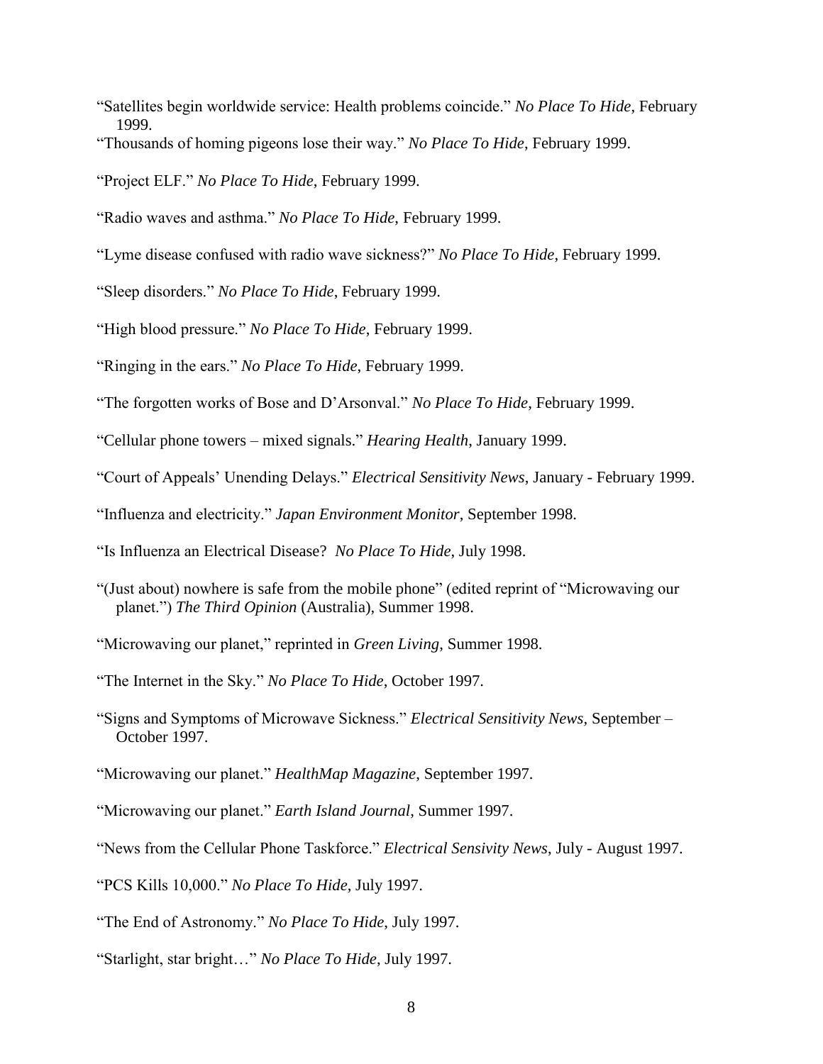"Satellites begin worldwide service: Health problems coincide." *No Place To Hide*, February 1999.

"Thousands of homing pigeons lose their way." *No Place To Hide*, February 1999.

"Project ELF." *No Place To Hide*, February 1999.

"Radio waves and asthma." *No Place To Hide*, February 1999.

"Lyme disease confused with radio wave sickness?" *No Place To Hide*, February 1999.

"Sleep disorders." *No Place To Hide*, February 1999.

"High blood pressure." *No Place To Hide*, February 1999.

"Ringing in the ears." *No Place To Hide*, February 1999.

"The forgotten works of Bose and D'Arsonval." *No Place To Hide*, February 1999.

"Cellular phone towers – mixed signals." *Hearing Health*, January 1999.

"Court of Appeals' Unending Delays." *Electrical Sensitivity News*, January - February 1999.

"Influenza and electricity." *Japan Environment Monitor*, September 1998.

"Is Influenza an Electrical Disease? *No Place To Hide*, July 1998.

"(Just about) nowhere is safe from the mobile phone" (edited reprint of "Microwaving our planet.") *The Third Opinion* (Australia), Summer 1998.

"Microwaving our planet," reprinted in *Green Living*, Summer 1998.

"The Internet in the Sky." *No Place To Hide*, October 1997.

"Signs and Symptoms of Microwave Sickness." *Electrical Sensitivity News*, September – October 1997.

"Microwaving our planet." *HealthMap Magazine*, September 1997.

"Microwaving our planet." *Earth Island Journal*, Summer 1997.

"News from the Cellular Phone Taskforce." *Electrical Sensivity News*, July - August 1997.

"PCS Kills 10,000." *No Place To Hide*, July 1997.

"The End of Astronomy." *No Place To Hide*, July 1997.

"Starlight, star bright…" *No Place To Hide*, July 1997.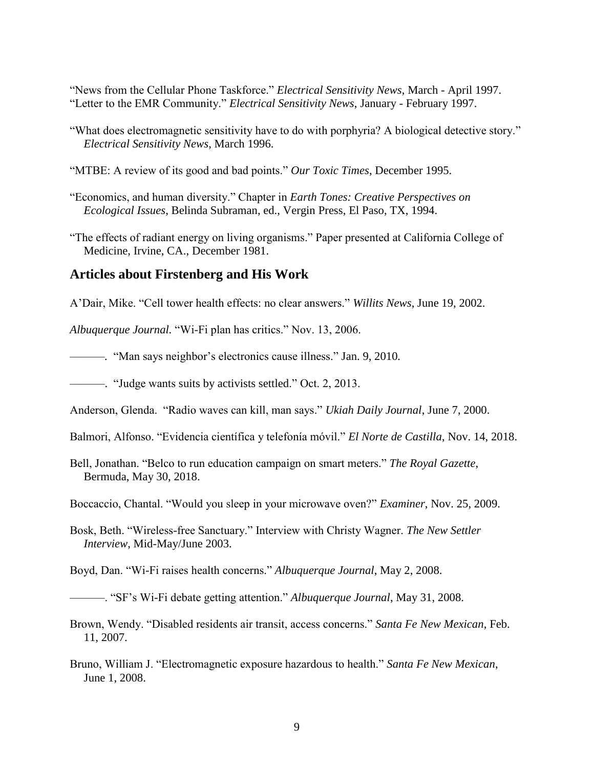"News from the Cellular Phone Taskforce." *Electrical Sensitivity News*, March - April 1997.
"Letter to the EMR Community." *Electrical Sensitivity News*, January - February 1997.

"What does electromagnetic sensitivity have to do with porphyria? A biological detective story." *Electrical Sensitivity News*, March 1996.

"MTBE: A review of its good and bad points." *Our Toxic Times*, December 1995.

"Economics, and human diversity." Chapter in *Earth Tones: Creative Perspectives on Ecological Issues*, Belinda Subraman, ed., Vergin Press, El Paso, TX, 1994.

"The effects of radiant energy on living organisms." Paper presented at California College of Medicine, Irvine, CA., December 1981.

## Articles about Firstenberg and His Work

A'Dair, Mike. "Cell tower health effects: no clear answers." *Willits News*, June 19, 2002.

*Albuquerque Journal*. "Wi-Fi plan has critics." Nov. 13, 2006.

———. "Man says neighbor's electronics cause illness." Jan. 9, 2010.

———. "Judge wants suits by activists settled." Oct. 2, 2013.

Anderson, Glenda. "Radio waves can kill, man says." *Ukiah Daily Journal*, June 7, 2000.

Balmori, Alfonso. "Evidencia científica y telefonía móvil." *El Norte de Castilla*, Nov. 14, 2018.

Bell, Jonathan. "Belco to run education campaign on smart meters." *The Royal Gazette*, Bermuda, May 30, 2018.

Boccaccio, Chantal. "Would you sleep in your microwave oven?" *Examiner*, Nov. 25, 2009.

Bosk, Beth. "Wireless-free Sanctuary." Interview with Christy Wagner. *The New Settler Interview*, Mid-May/June 2003.

Boyd, Dan. "Wi-Fi raises health concerns." *Albuquerque Journal*, May 2, 2008.

———. "SF's Wi-Fi debate getting attention." *Albuquerque Journal*, May 31, 2008.

Brown, Wendy. "Disabled residents air transit, access concerns." *Santa Fe New Mexican*, Feb. 11, 2007.

Bruno, William J. "Electromagnetic exposure hazardous to health." *Santa Fe New Mexican*, June 1, 2008.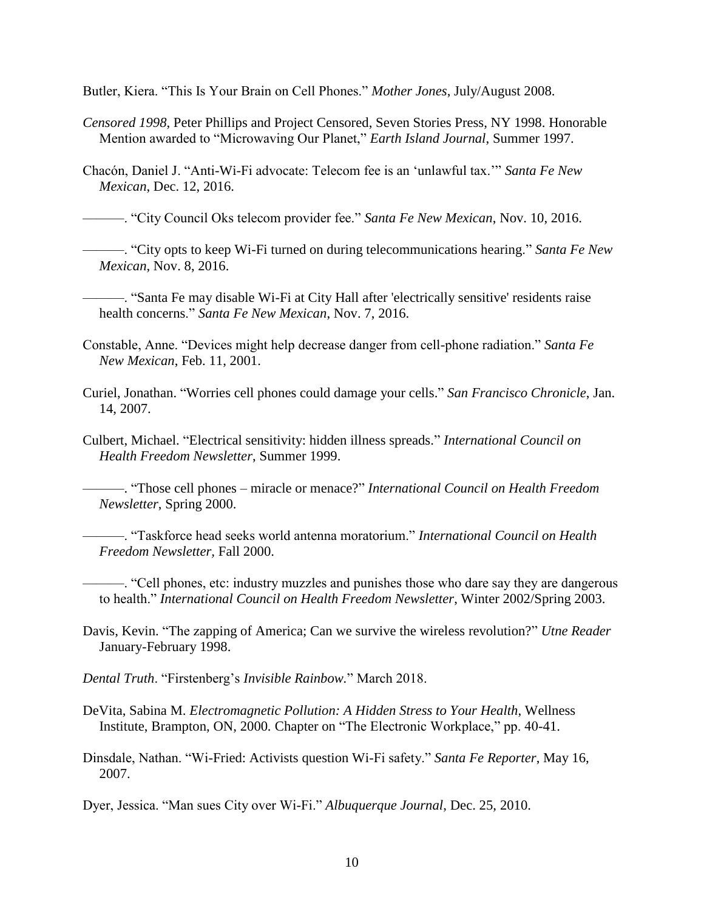Butler, Kiera. “This Is Your Brain on Cell Phones.” *Mother Jones*, July/August 2008.

*Censored 1998*, Peter Phillips and Project Censored, Seven Stories Press, NY 1998. Honorable Mention awarded to “Microwaving Our Planet,” *Earth Island Journal*, Summer 1997.

Chacón, Daniel J. “Anti-Wi-Fi advocate: Telecom fee is an ‘unlawful tax.’” *Santa Fe New Mexican*, Dec. 12, 2016.

———. “City Council Oks telecom provider fee.” *Santa Fe New Mexican*, Nov. 10, 2016.

———. “City opts to keep Wi-Fi turned on during telecommunications hearing.” *Santa Fe New Mexican*, Nov. 8, 2016.

———. “Santa Fe may disable Wi-Fi at City Hall after 'electrically sensitive' residents raise health concerns.” *Santa Fe New Mexican*, Nov. 7, 2016.

Constable, Anne. “Devices might help decrease danger from cell-phone radiation.” *Santa Fe New Mexican*, Feb. 11, 2001.

Curiel, Jonathan. “Worries cell phones could damage your cells.” *San Francisco Chronicle*, Jan. 14, 2007.

Culbert, Michael. “Electrical sensitivity: hidden illness spreads.” *International Council on Health Freedom Newsletter*, Summer 1999.

———. “Those cell phones – miracle or menace?” *International Council on Health Freedom Newsletter*, Spring 2000.

———. “Taskforce head seeks world antenna moratorium.” *International Council on Health Freedom Newsletter,* Fall 2000.

———. “Cell phones, etc: industry muzzles and punishes those who dare say they are dangerous to health.” *International Council on Health Freedom Newsletter*, Winter 2002/Spring 2003.

Davis, Kevin. “The zapping of America; Can we survive the wireless revolution?” *Utne Reader* January-February 1998.

*Dental Truth*. “Firstenberg’s *Invisible Rainbow*.” March 2018.

DeVita, Sabina M. *Electromagnetic Pollution: A Hidden Stress to Your Health*, Wellness Institute, Brampton, ON, 2000. Chapter on “The Electronic Workplace,” pp. 40-41.

Dinsdale, Nathan. “Wi-Fried: Activists question Wi-Fi safety.” *Santa Fe Reporter*, May 16, 2007.

Dyer, Jessica. “Man sues City over Wi-Fi.” *Albuquerque Journal*, Dec. 25, 2010.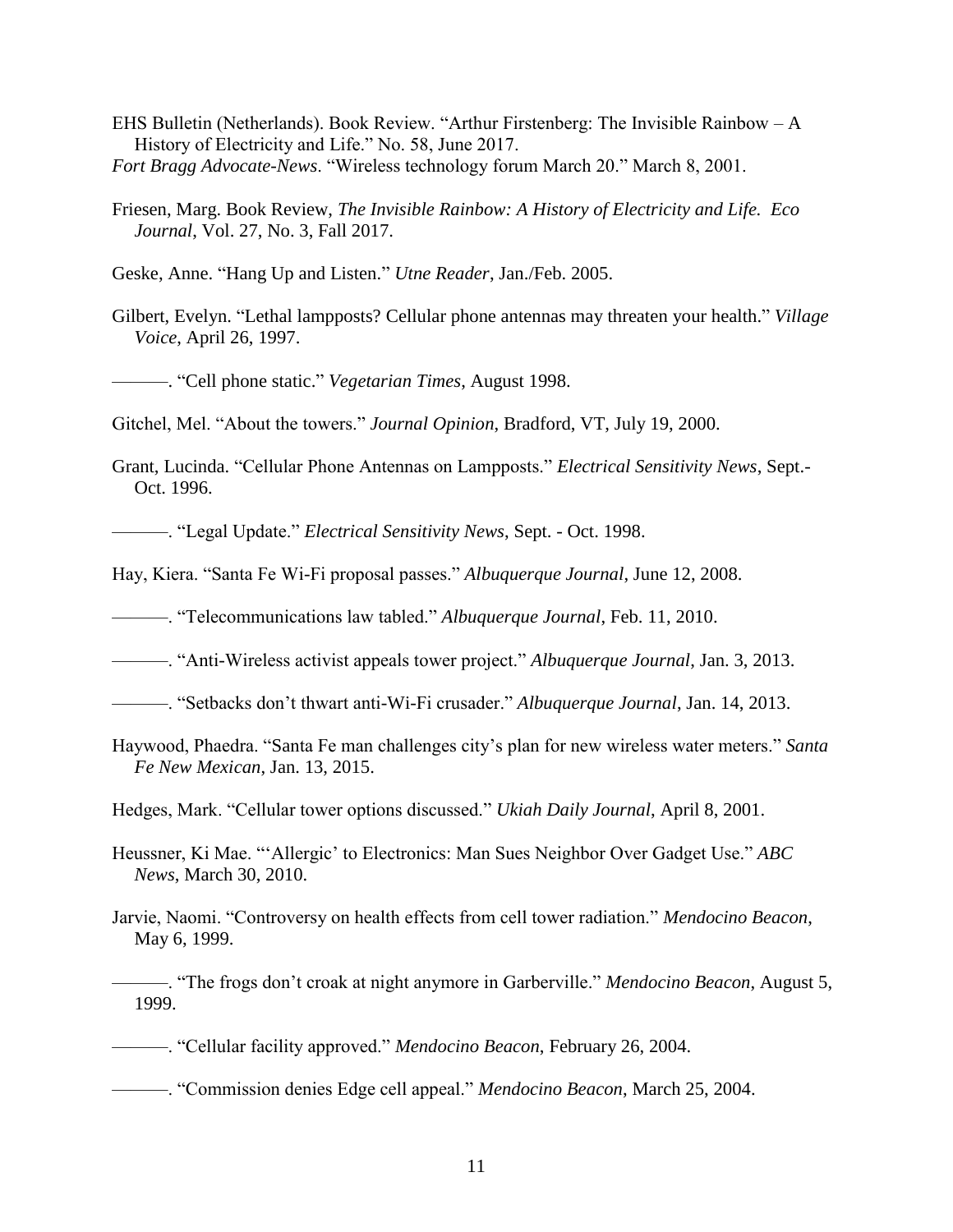EHS Bulletin (Netherlands). Book Review. "Arthur Firstenberg: The Invisible Rainbow – A History of Electricity and Life." No. 58, June 2017.

*Fort Bragg Advocate-News*. "Wireless technology forum March 20." March 8, 2001.

Friesen, Marg. Book Review, *The Invisible Rainbow: A History of Electricity and Life. Eco Journal*, Vol. 27, No. 3, Fall 2017.

Geske, Anne. "Hang Up and Listen." *Utne Reader*, Jan./Feb. 2005.

Gilbert, Evelyn. "Lethal lampposts? Cellular phone antennas may threaten your health." *Village Voice*, April 26, 1997.

———. "Cell phone static." *Vegetarian Times*, August 1998.

Gitchel, Mel. "About the towers." *Journal Opinion*, Bradford, VT, July 19, 2000.

Grant, Lucinda. "Cellular Phone Antennas on Lampposts." *Electrical Sensitivity News*, Sept.-Oct. 1996.

———. "Legal Update." *Electrical Sensitivity News*, Sept. - Oct. 1998.

Hay, Kiera. "Santa Fe Wi-Fi proposal passes." *Albuquerque Journal*, June 12, 2008.

———. "Telecommunications law tabled." *Albuquerque Journal*, Feb. 11, 2010.

———. "Anti-Wireless activist appeals tower project." *Albuquerque Journal*, Jan. 3, 2013.

———. "Setbacks don't thwart anti-Wi-Fi crusader." *Albuquerque Journal*, Jan. 14, 2013.

Haywood, Phaedra. "Santa Fe man challenges city's plan for new wireless water meters." *Santa Fe New Mexican*, Jan. 13, 2015.

Hedges, Mark. "Cellular tower options discussed." *Ukiah Daily Journal*, April 8, 2001.

Heussner, Ki Mae. "'Allergic' to Electronics: Man Sues Neighbor Over Gadget Use." *ABC News*, March 30, 2010.

Jarvie, Naomi. "Controversy on health effects from cell tower radiation." *Mendocino Beacon*, May 6, 1999.

———. "The frogs don't croak at night anymore in Garberville." *Mendocino Beacon*, August 5, 1999.

———. "Cellular facility approved." *Mendocino Beacon*, February 26, 2004.

———. "Commission denies Edge cell appeal." *Mendocino Beacon*, March 25, 2004.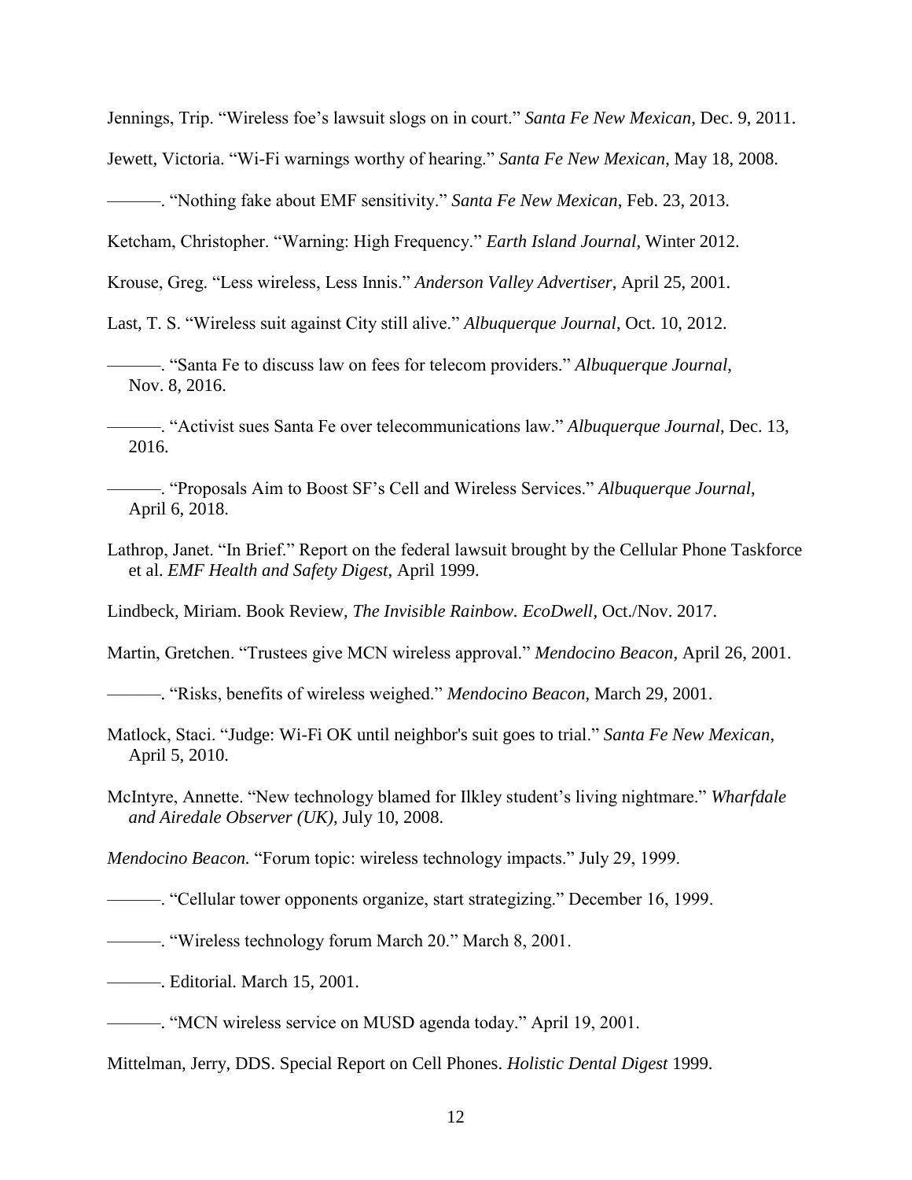Jennings, Trip. “Wireless foe’s lawsuit slogs on in court.” *Santa Fe New Mexican*, Dec. 9, 2011.

Jewett, Victoria. “Wi-Fi warnings worthy of hearing.” *Santa Fe New Mexican*, May 18, 2008.

———. “Nothing fake about EMF sensitivity.” *Santa Fe New Mexican*, Feb. 23, 2013.

Ketcham, Christopher. “Warning: High Frequency.” *Earth Island Journal*, Winter 2012.

Krouse, Greg. “Less wireless, Less Innis.” *Anderson Valley Advertiser*, April 25, 2001.

Last, T. S. “Wireless suit against City still alive.” *Albuquerque Journal*, Oct. 10, 2012.

———. “Santa Fe to discuss law on fees for telecom providers.” *Albuquerque Journal*, Nov. 8, 2016.

———. “Activist sues Santa Fe over telecommunications law.” *Albuquerque Journal*, Dec. 13, 2016.

———. “Proposals Aim to Boost SF’s Cell and Wireless Services.” *Albuquerque Journal*, April 6, 2018.

Lathrop, Janet. “In Brief.” Report on the federal lawsuit brought by the Cellular Phone Taskforce et al. *EMF Health and Safety Digest*, April 1999.

Lindbeck, Miriam. Book Review, *The Invisible Rainbow. EcoDwell*, Oct./Nov. 2017.

Martin, Gretchen. “Trustees give MCN wireless approval.” *Mendocino Beacon*, April 26, 2001.

———. “Risks, benefits of wireless weighed.” *Mendocino Beacon*, March 29, 2001.

Matlock, Staci. “Judge: Wi-Fi OK until neighbor's suit goes to trial.” *Santa Fe New Mexican*, April 5, 2010.

McIntyre, Annette. “New technology blamed for Ilkley student’s living nightmare.” *Wharfdale and Airedale Observer (UK)*, July 10, 2008.

*Mendocino Beacon.* “Forum topic: wireless technology impacts.” July 29, 1999.

———. “Cellular tower opponents organize, start strategizing.” December 16, 1999.

———. “Wireless technology forum March 20.” March 8, 2001.

———. Editorial. March 15, 2001.

———. “MCN wireless service on MUSD agenda today.” April 19, 2001.

Mittelman, Jerry, DDS. Special Report on Cell Phones. *Holistic Dental Digest* 1999.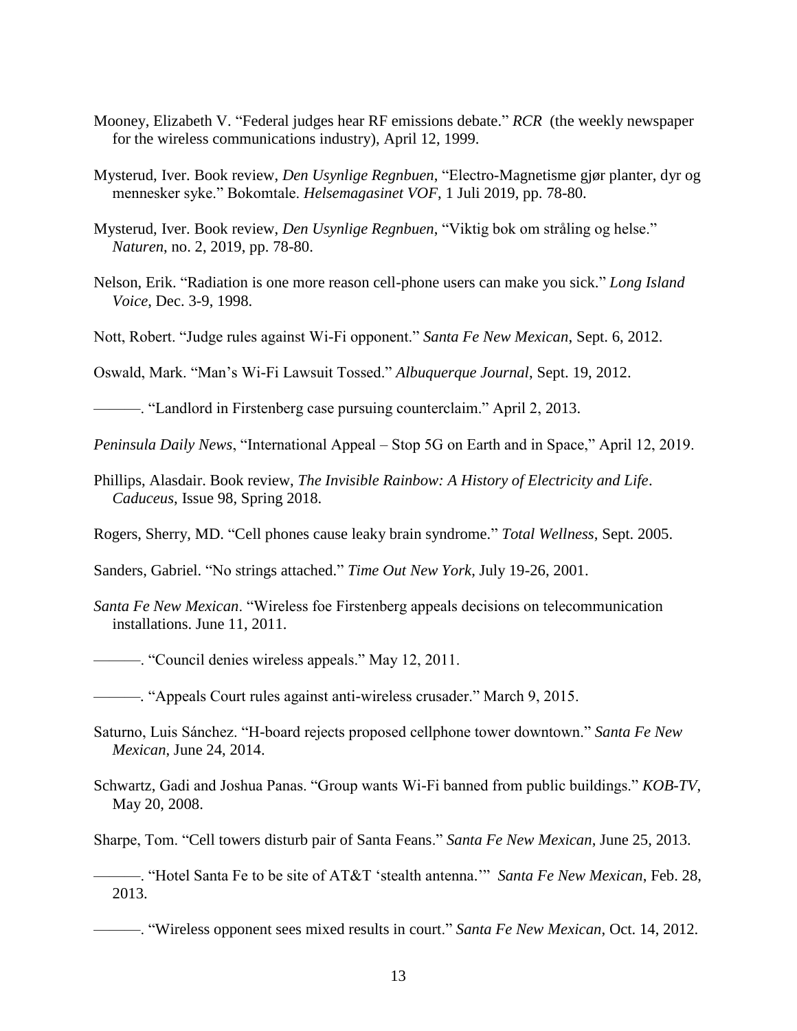Mooney, Elizabeth V. "Federal judges hear RF emissions debate." *RCR* (the weekly newspaper for the wireless communications industry), April 12, 1999.

Mysterud, Iver. Book review, *Den Usynlige Regnbuen*, "Electro-Magnetisme gjør planter, dyr og mennesker syke." Bokomtale. *Helsemagasinet VOF*, 1 Juli 2019, pp. 78-80.

Mysterud, Iver. Book review, *Den Usynlige Regnbuen*, "Viktig bok om stråling og helse." *Naturen*, no. 2, 2019, pp. 78-80.

Nelson, Erik. "Radiation is one more reason cell-phone users can make you sick." *Long Island Voice*, Dec. 3-9, 1998.

Nott, Robert. "Judge rules against Wi-Fi opponent." *Santa Fe New Mexican*, Sept. 6, 2012.

Oswald, Mark. "Man's Wi-Fi Lawsuit Tossed." *Albuquerque Journal*, Sept. 19, 2012.

———. "Landlord in Firstenberg case pursuing counterclaim." April 2, 2013.

*Peninsula Daily News*, "International Appeal – Stop 5G on Earth and in Space," April 12, 2019.

Phillips, Alasdair. Book review, *The Invisible Rainbow: A History of Electricity and Life*. *Caduceus*, Issue 98, Spring 2018.

Rogers, Sherry, MD. "Cell phones cause leaky brain syndrome." *Total Wellness*, Sept. 2005.

Sanders, Gabriel. "No strings attached." *Time Out New York*, July 19-26, 2001.

*Santa Fe New Mexican*. "Wireless foe Firstenberg appeals decisions on telecommunication installations. June 11, 2011.

———. "Council denies wireless appeals." May 12, 2011.

———. "Appeals Court rules against anti-wireless crusader." March 9, 2015.

Saturno, Luis Sánchez. "H-board rejects proposed cellphone tower downtown." *Santa Fe New Mexican*, June 24, 2014.

Schwartz, Gadi and Joshua Panas. "Group wants Wi-Fi banned from public buildings." *KOB-TV*, May 20, 2008.

Sharpe, Tom. "Cell towers disturb pair of Santa Feans." *Santa Fe New Mexican*, June 25, 2013.

———. "Hotel Santa Fe to be site of AT&T 'stealth antenna.'" *Santa Fe New Mexican*, Feb. 28, 2013.

———. "Wireless opponent sees mixed results in court." *Santa Fe New Mexican*, Oct. 14, 2012.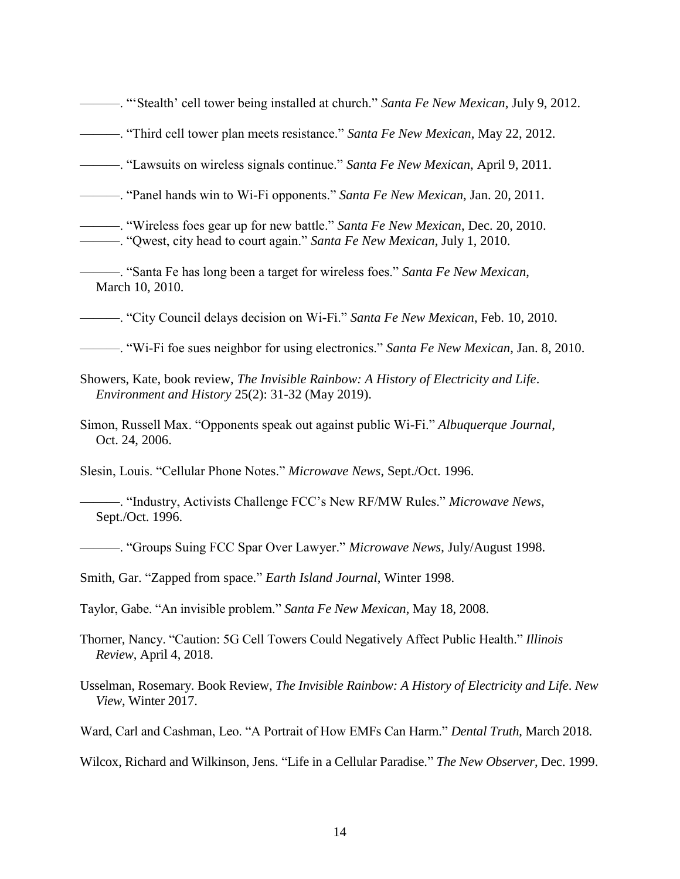———. "'Stealth' cell tower being installed at church." *Santa Fe New Mexican*, July 9, 2012.

———. "Third cell tower plan meets resistance." *Santa Fe New Mexican*, May 22, 2012.

———. "Lawsuits on wireless signals continue." *Santa Fe New Mexican*, April 9, 2011.

———. "Panel hands win to Wi-Fi opponents." *Santa Fe New Mexican*, Jan. 20, 2011.

———. "Wireless foes gear up for new battle." *Santa Fe New Mexican*, Dec. 20, 2010.

———. "Qwest, city head to court again." *Santa Fe New Mexican*, July 1, 2010.

———. "Santa Fe has long been a target for wireless foes." *Santa Fe New Mexican*, March 10, 2010.

———. "City Council delays decision on Wi-Fi." *Santa Fe New Mexican*, Feb. 10, 2010.

———. "Wi-Fi foe sues neighbor for using electronics." *Santa Fe New Mexican*, Jan. 8, 2010.

Showers, Kate, book review, *The Invisible Rainbow: A History of Electricity and Life*. *Environment and History* 25(2): 31-32 (May 2019).

Simon, Russell Max. "Opponents speak out against public Wi-Fi." *Albuquerque Journal*, Oct. 24, 2006.

Slesin, Louis. "Cellular Phone Notes." *Microwave News*, Sept./Oct. 1996.

———. "Industry, Activists Challenge FCC's New RF/MW Rules." *Microwave News*, Sept./Oct. 1996.

———. "Groups Suing FCC Spar Over Lawyer." *Microwave News*, July/August 1998.

Smith, Gar. "Zapped from space." *Earth Island Journal*, Winter 1998.

Taylor, Gabe. "An invisible problem." *Santa Fe New Mexican*, May 18, 2008.

Thorner, Nancy. "Caution: 5G Cell Towers Could Negatively Affect Public Health." *Illinois Review*, April 4, 2018.

Usselman, Rosemary. Book Review, *The Invisible Rainbow: A History of Electricity and Life*. *New View*, Winter 2017.

Ward, Carl and Cashman, Leo. "A Portrait of How EMFs Can Harm." *Dental Truth*, March 2018.

Wilcox, Richard and Wilkinson, Jens. "Life in a Cellular Paradise." *The New Observer*, Dec. 1999.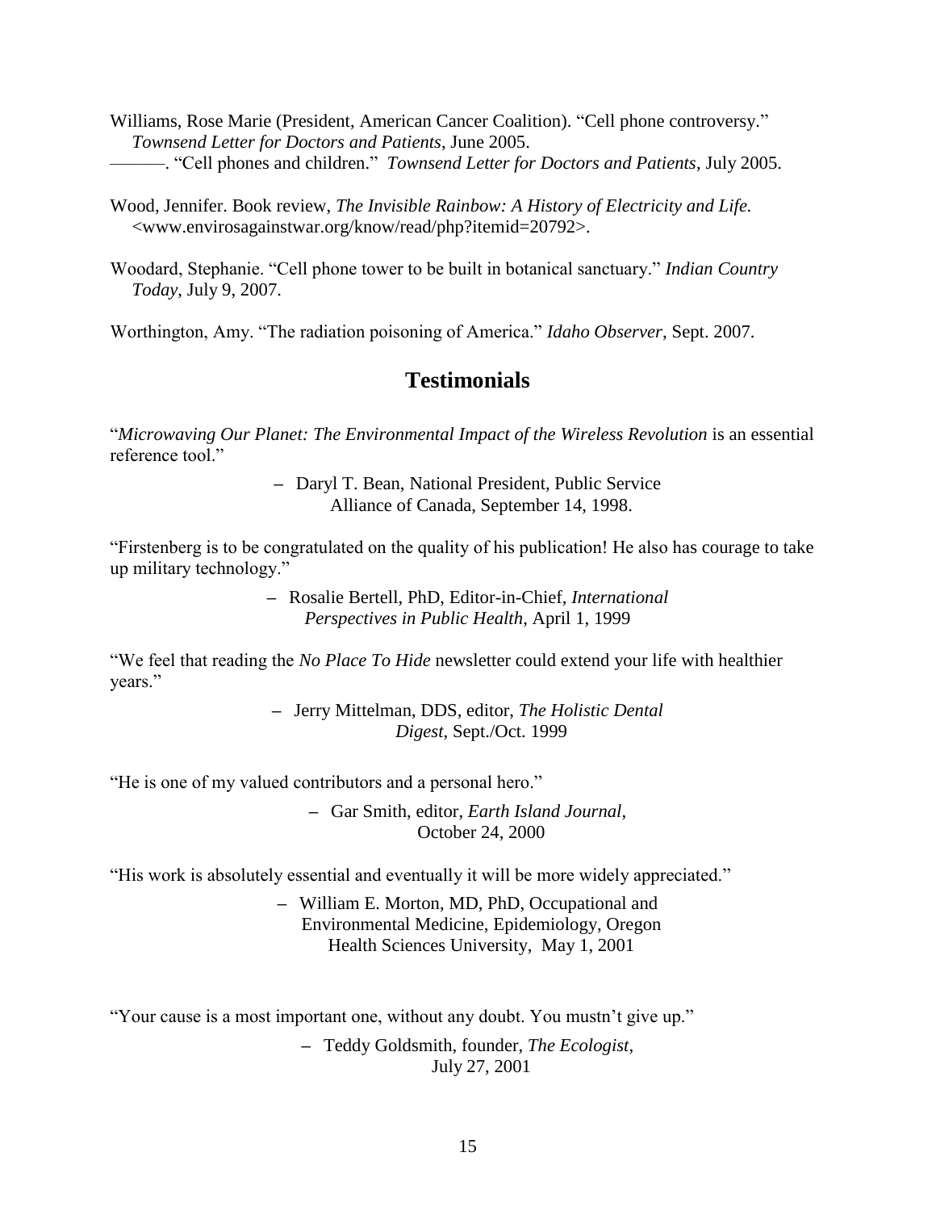Williams, Rose Marie (President, American Cancer Coalition). "Cell phone controversy." *Townsend Letter for Doctors and Patients*, June 2005.

———. "Cell phones and children." *Townsend Letter for Doctors and Patients*, July 2005.

Wood, Jennifer. Book review, *The Invisible Rainbow: A History of Electricity and Life.* <www.envirosagainstwar.org/know/read/php?itemid=20792>.

Woodard, Stephanie. "Cell phone tower to be built in botanical sanctuary." *Indian Country Today*, July 9, 2007.

Worthington, Amy. "The radiation poisoning of America." *Idaho Observer*, Sept. 2007.

## Testimonials

"*Microwaving Our Planet: The Environmental Impact of the Wireless Revolution* is an essential reference tool."

– Daryl T. Bean, National President, Public Service Alliance of Canada, September 14, 1998.

"Firstenberg is to be congratulated on the quality of his publication! He also has courage to take up military technology."

– Rosalie Bertell, PhD, Editor-in-Chief, *International Perspectives in Public Health*, April 1, 1999

"We feel that reading the *No Place To Hide* newsletter could extend your life with healthier years."

– Jerry Mittelman, DDS, editor, *The Holistic Dental Digest*, Sept./Oct. 1999

"He is one of my valued contributors and a personal hero."

– Gar Smith, editor, *Earth Island Journal*, October 24, 2000

"His work is absolutely essential and eventually it will be more widely appreciated."

– William E. Morton, MD, PhD, Occupational and Environmental Medicine, Epidemiology, Oregon Health Sciences University, May 1, 2001

"Your cause is a most important one, without any doubt. You mustn't give up."

– Teddy Goldsmith, founder, *The Ecologist*, July 27, 2001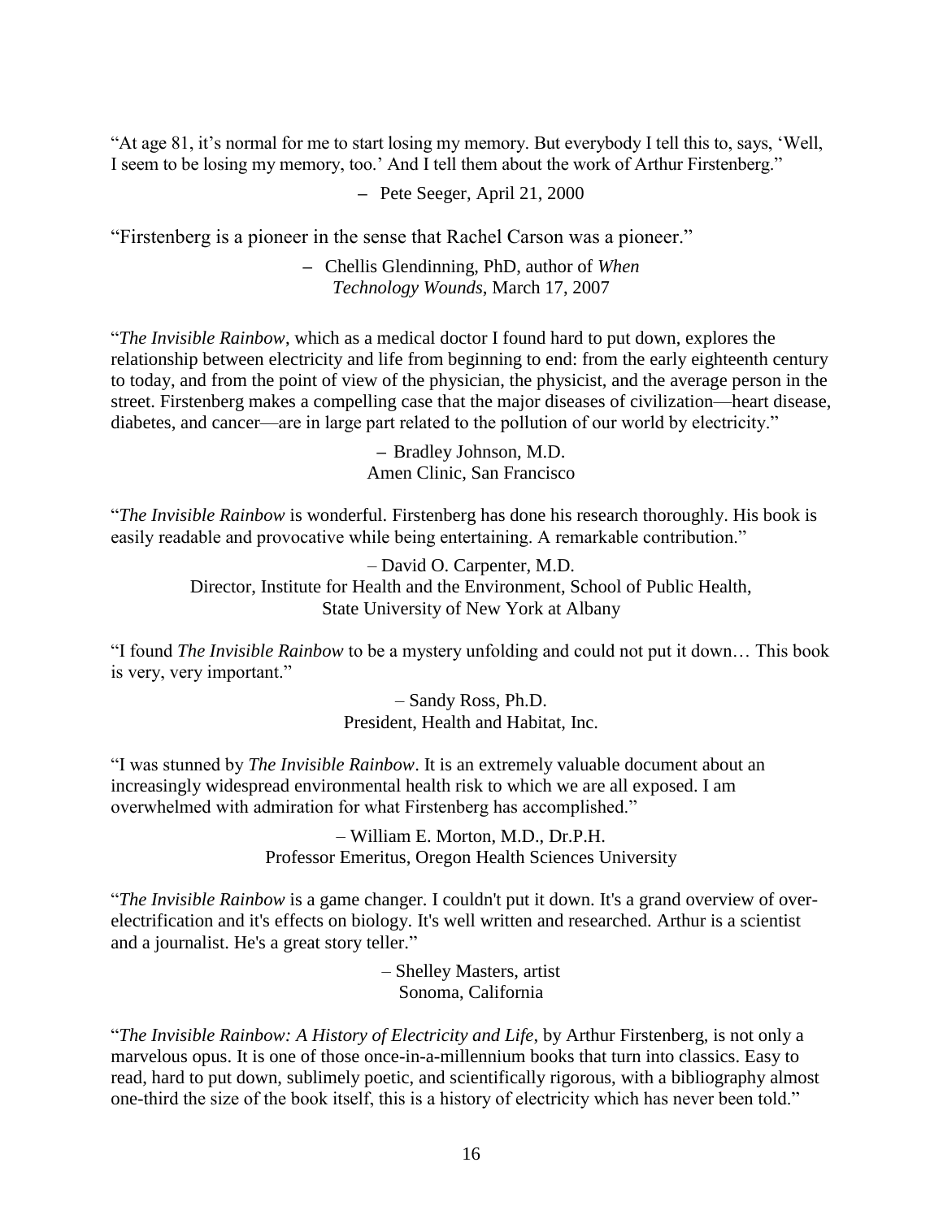"At age 81, it's normal for me to start losing my memory. But everybody I tell this to, says, 'Well, I seem to be losing my memory, too.' And I tell them about the work of Arthur Firstenberg."

– Pete Seeger, April 21, 2000

"Firstenberg is a pioneer in the sense that Rachel Carson was a pioneer."

– Chellis Glendinning, PhD, author of *When Technology Wounds*, March 17, 2007

"*The Invisible Rainbow*, which as a medical doctor I found hard to put down, explores the relationship between electricity and life from beginning to end: from the early eighteenth century to today, and from the point of view of the physician, the physicist, and the average person in the street. Firstenberg makes a compelling case that the major diseases of civilization—heart disease, diabetes, and cancer—are in large part related to the pollution of our world by electricity."

– Bradley Johnson, M.D.
Amen Clinic, San Francisco

"*The Invisible Rainbow* is wonderful. Firstenberg has done his research thoroughly. His book is easily readable and provocative while being entertaining. A remarkable contribution."

– David O. Carpenter, M.D.
Director, Institute for Health and the Environment, School of Public Health,
State University of New York at Albany

"I found *The Invisible Rainbow* to be a mystery unfolding and could not put it down… This book is very, very important."

– Sandy Ross, Ph.D.
President, Health and Habitat, Inc.

"I was stunned by *The Invisible Rainbow*. It is an extremely valuable document about an increasingly widespread environmental health risk to which we are all exposed. I am overwhelmed with admiration for what Firstenberg has accomplished."

– William E. Morton, M.D., Dr.P.H.
Professor Emeritus, Oregon Health Sciences University

"*The Invisible Rainbow* is a game changer. I couldn't put it down. It's a grand overview of over-electrification and it's effects on biology. It's well written and researched. Arthur is a scientist and a journalist. He's a great story teller."

– Shelley Masters, artist
Sonoma, California

"*The Invisible Rainbow: A History of Electricity and Life*, by Arthur Firstenberg, is not only a marvelous opus. It is one of those once-in-a-millennium books that turn into classics. Easy to read, hard to put down, sublimely poetic, and scientifically rigorous, with a bibliography almost one-third the size of the book itself, this is a history of electricity which has never been told."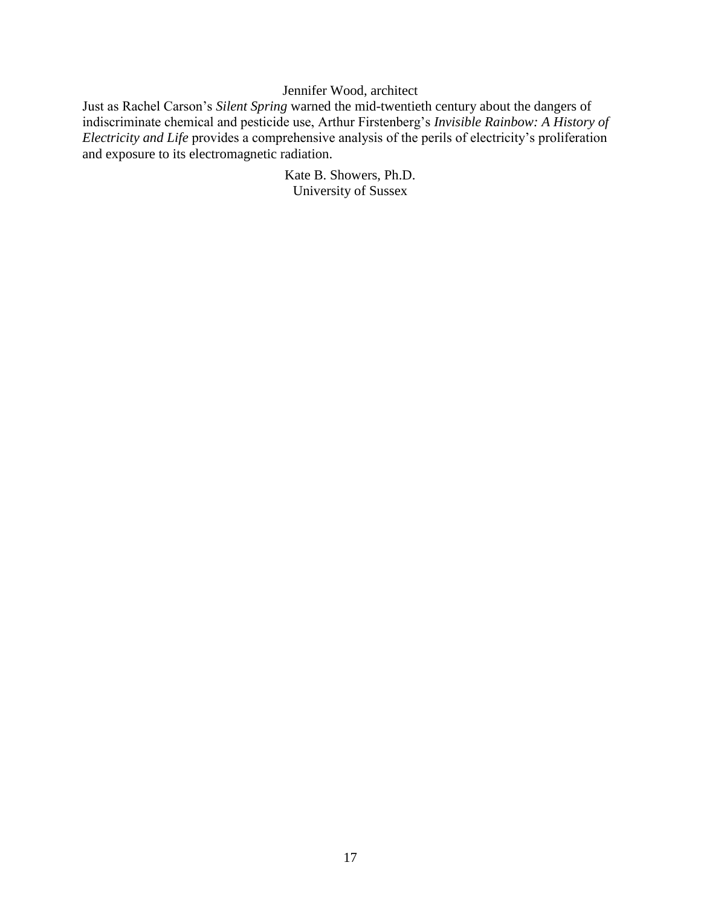Jennifer Wood, architect

Just as Rachel Carson's *Silent Spring* warned the mid-twentieth century about the dangers of indiscriminate chemical and pesticide use, Arthur Firstenberg's *Invisible Rainbow: A History of Electricity and Life* provides a comprehensive analysis of the perils of electricity's proliferation and exposure to its electromagnetic radiation.

Kate B. Showers, Ph.D.
University of Sussex